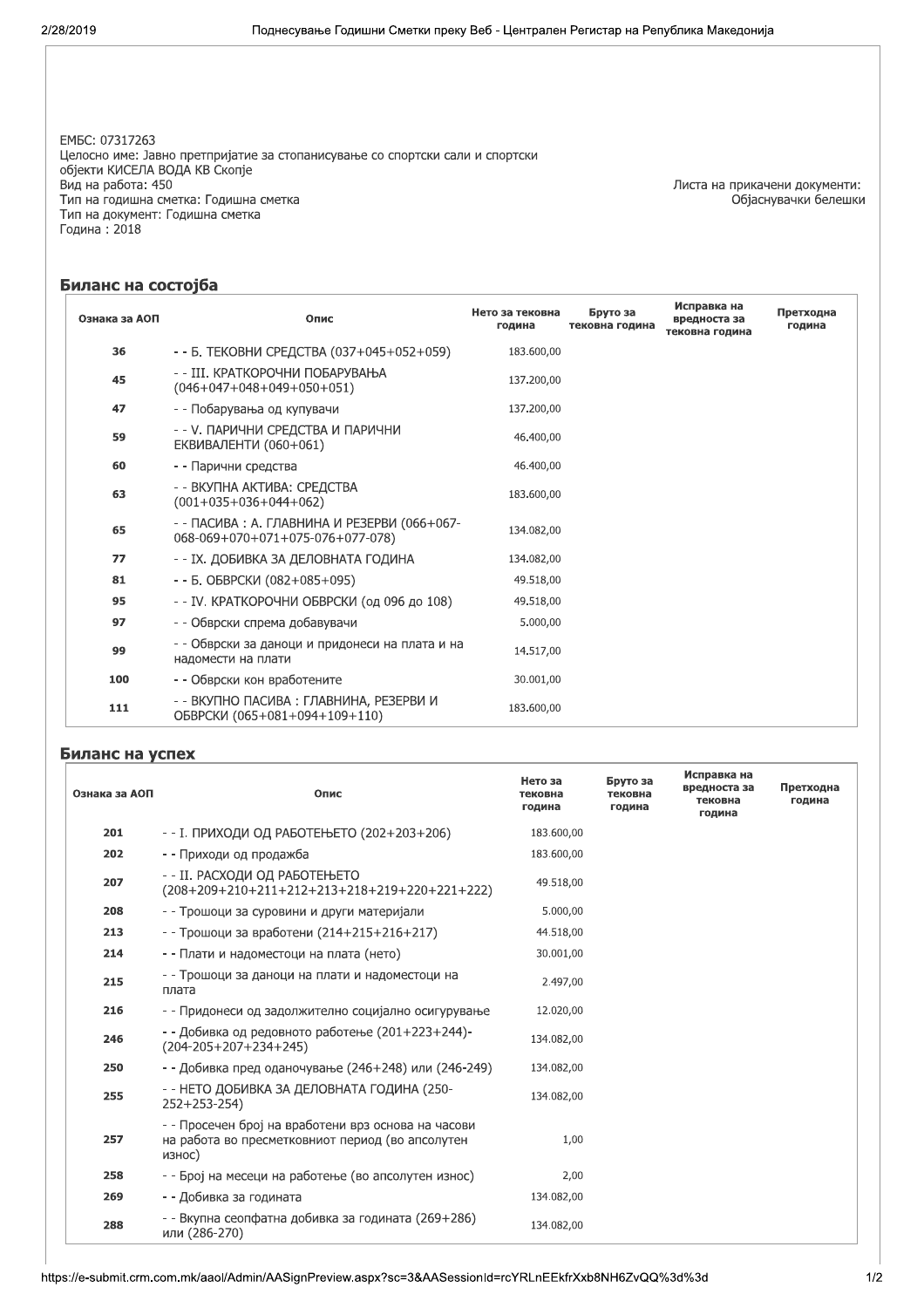ЕМБС: 07317263
Целосно име: Јавно претпријатие за стопанисување со спортски сали и спортски објекти КИСЕЛА ВОДА КВ Скопје
Вид на работа: 450
Тип на годишна сметка: Годишна сметка
Тип на документ: Годишна сметка
Година : 2018

Листа на прикачени документи:
Објаснувачки белешки

## Биланс на состојба

| Ознака за АОП | Опис | Нето за тековна година | Бруто за тековна година | Исправка на вредноста за тековна година | Претходна година |
|---|---|---|---|---|---|
| 36 | - - Б. ТЕКОВНИ СРЕДСТВА (037+045+052+059) | 183.600,00 | | | |
| 45 | - - III. КРАТКОРОЧНИ ПОБАРУВАЊА (046+047+048+049+050+051) | 137.200,00 | | | |
| 47 | - - Побарувања од купувачи | 137.200,00 | | | |
| 59 | - - V. ПАРИЧНИ СРЕДСТВА И ПАРИЧНИ ЕКВИВАЛЕНТИ (060+061) | 46.400,00 | | | |
| 60 | - - Парични средства | 46.400,00 | | | |
| 63 | - - ВКУПНА АКТИВА: СРЕДСТВА (001+035+036+044+062) | 183.600,00 | | | |
| 65 | - - ПАСИВА : А. ГЛАВНИНА И РЕЗЕРВИ (066+067-068-069+070+071+075-076+077-078) | 134.082,00 | | | |
| 77 | - - IX. ДОБИВКА ЗА ДЕЛОВНАТА ГОДИНА | 134.082,00 | | | |
| 81 | - - Б. ОБВРСКИ (082+085+095) | 49.518,00 | | | |
| 95 | - - IV. КРАТКОРОЧНИ ОБВРСКИ (од 096 до 108) | 49.518,00 | | | |
| 97 | - - Обврски спрема добавувачи | 5.000,00 | | | |
| 99 | - - Обврски за даноци и придонеси на плата и на надомести на плати | 14.517,00 | | | |
| 100 | - - Обврски кон вработените | 30.001,00 | | | |
| 111 | - - ВКУПНО ПАСИВА : ГЛАВНИНА, РЕЗЕРВИ И ОБВРСКИ (065+081+094+109+110) | 183.600,00 | | | |

## Биланс на успех

| Ознака за АОП | Опис | Нето за тековна година | Бруто за тековна година | Исправка на вредноста за тековна година | Претходна година |
|---|---|---|---|---|---|
| 201 | - - I. ПРИХОДИ ОД РАБОТЕЊЕТО (202+203+206) | 183.600,00 | | | |
| 202 | - - Приходи од продажба | 183.600,00 | | | |
| 207 | - - II. РАСХОДИ ОД РАБОТЕЊЕТО (208+209+210+211+212+213+218+219+220+221+222) | 49.518,00 | | | |
| 208 | - - Трошоци за суровини и други материјали | 5.000,00 | | | |
| 213 | - - Трошоци за вработени (214+215+216+217) | 44.518,00 | | | |
| 214 | - - Плати и надоместоци на плата (нето) | 30.001,00 | | | |
| 215 | - - Трошоци за даноци на плати и надоместоци на плата | 2.497,00 | | | |
| 216 | - - Придонеси од задолжително социјално осигурување | 12.020,00 | | | |
| 246 | - - Добивка од редовното работење (201+223+244)-(204-205+207+234+245) | 134.082,00 | | | |
| 250 | - - Добивка пред оданочување (246+248) или (246-249) | 134.082,00 | | | |
| 255 | - - НЕТО ДОБИВКА ЗА ДЕЛОВНАТА ГОДИНА (250-252+253-254) | 134.082,00 | | | |
| 257 | - - Просечен број на вработени врз основа на часови на работа во пресметковниот период (во апсолутен износ) | 1,00 | | | |
| 258 | - - Број на месеци на работење (во апсолутен износ) | 2,00 | | | |
| 269 | - - Добивка за годината | 134.082,00 | | | |
| 288 | - - Вкупна сеопфатна добивка за годината (269+286) или (286-270) | 134.082,00 | | | |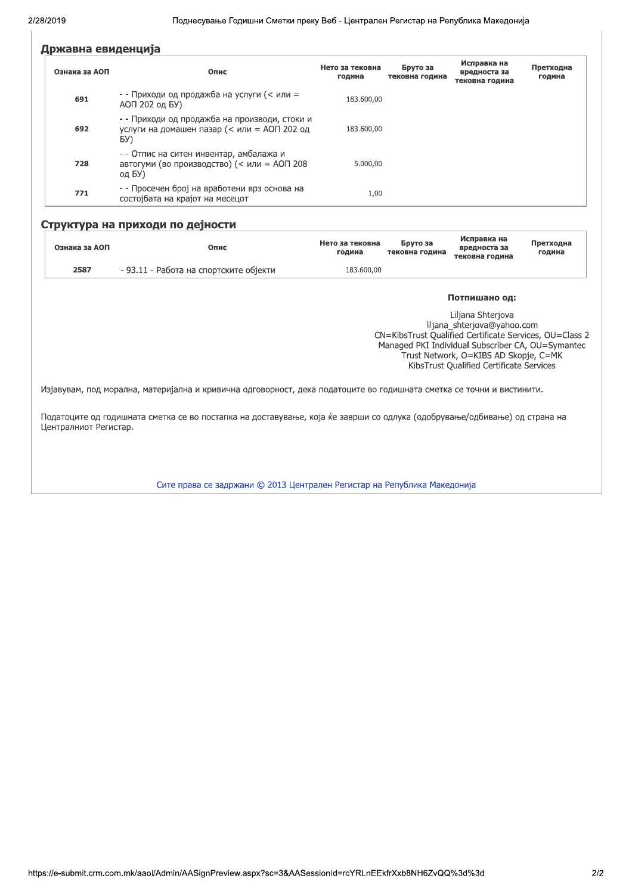## Државна евиденција

| Ознака за АОП | Опис | Нето за тековна година | Бруто за тековна година | Исправка на вредноста за тековна година | Претходна година |
|---|---|---|---|---|---|
| **691** | - - Приходи од продажба на услуги (< или = АОП 202 од БУ) | 183.600,00 | | | |
| **692** | **- -** Приходи од продажба на производи, стоки и услуги на домашен пазар (< или = АОП 202 од БУ) | 183.600,00 | | | |
| **728** | - - Отпис на ситен инвентар, амбалажа и автогуми (во производство) (< или = АОП 208 од БУ) | 5.000,00 | | | |
| **771** | - - Просечен број на вработени врз основа на состојбата на крајот на месецот | 1,00 | | | |

## Структура на приходи по дејности

| Ознака за АОП | Опис | Нето за тековна година | Бруто за тековна година | Исправка на вредноста за тековна година | Претходна година |
|---|---|---|---|---|---|
| **2587** | - 93.11 - Работа на спортските објекти | 183.600,00 | | | |

**Потпишано од:**

Liljana Shterjova
liljana_shterjova@yahoo.com
CN=KibsTrust Qualified Certificate Services, OU=Class 2 Managed PKI Individual Subscriber CA, OU=Symantec Trust Network, O=KIBS AD Skopje, C=MK
KibsTrust Qualified Certificate Services

Изјавувам, под морална, материјална и кривична одговорност, дека податоците во годишната сметка се точни и вистинити.

Податоците од годишната сметка се во постапка на доставување, која ќе заврши со одлука (одобрување/одбивање) од страна на Централниот Регистар.

Сите права се задржани © 2013 Централен Регистар на Република Македонија